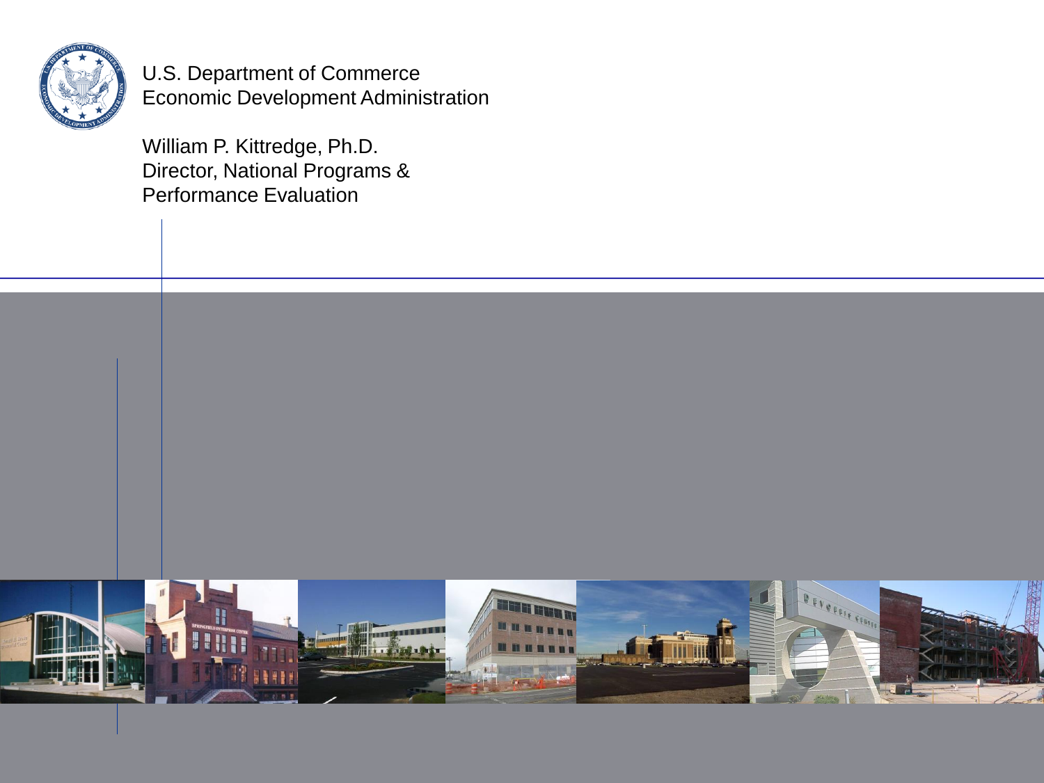U.S. Department of Commerce
Economic Development Administration

William P. Kittredge, Ph.D.
Director, National Programs &
Performance Evaluation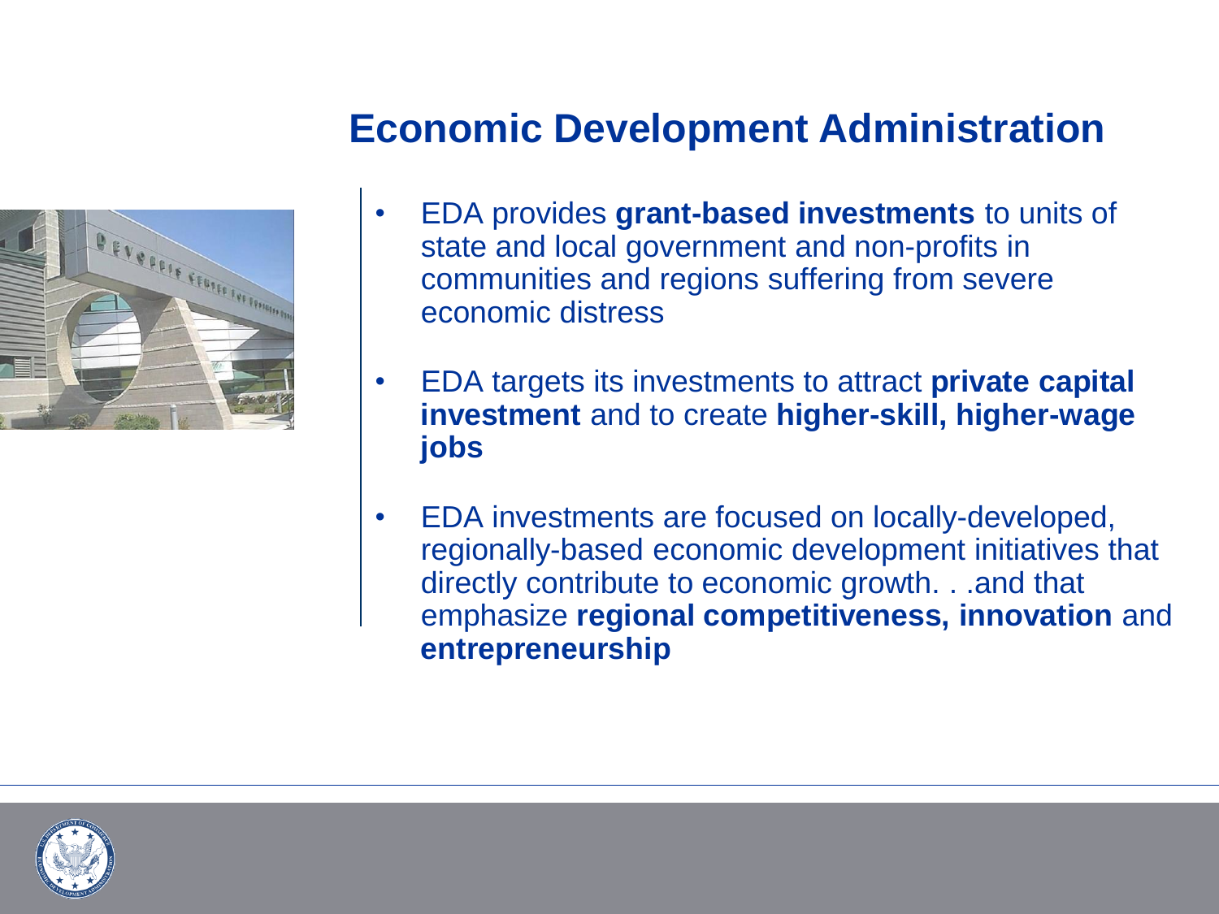# Economic Development Administration

- EDA provides **grant-based investments** to units of state and local government and non-profits in communities and regions suffering from severe economic distress
- EDA targets its investments to attract **private capital investment** and to create **higher-skill, higher-wage jobs**
- EDA investments are focused on locally-developed, regionally-based economic development initiatives that directly contribute to economic growth. . .and that emphasize **regional competitiveness, innovation** and **entrepreneurship**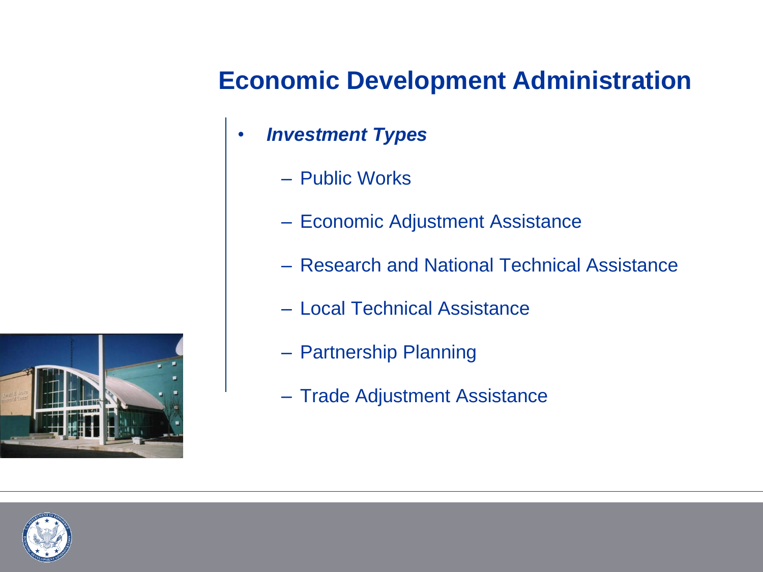# Economic Development Administration

- ***Investment Types***
  - Public Works
  - Economic Adjustment Assistance
  - Research and National Technical Assistance
  - Local Technical Assistance
  - Partnership Planning
  - Trade Adjustment Assistance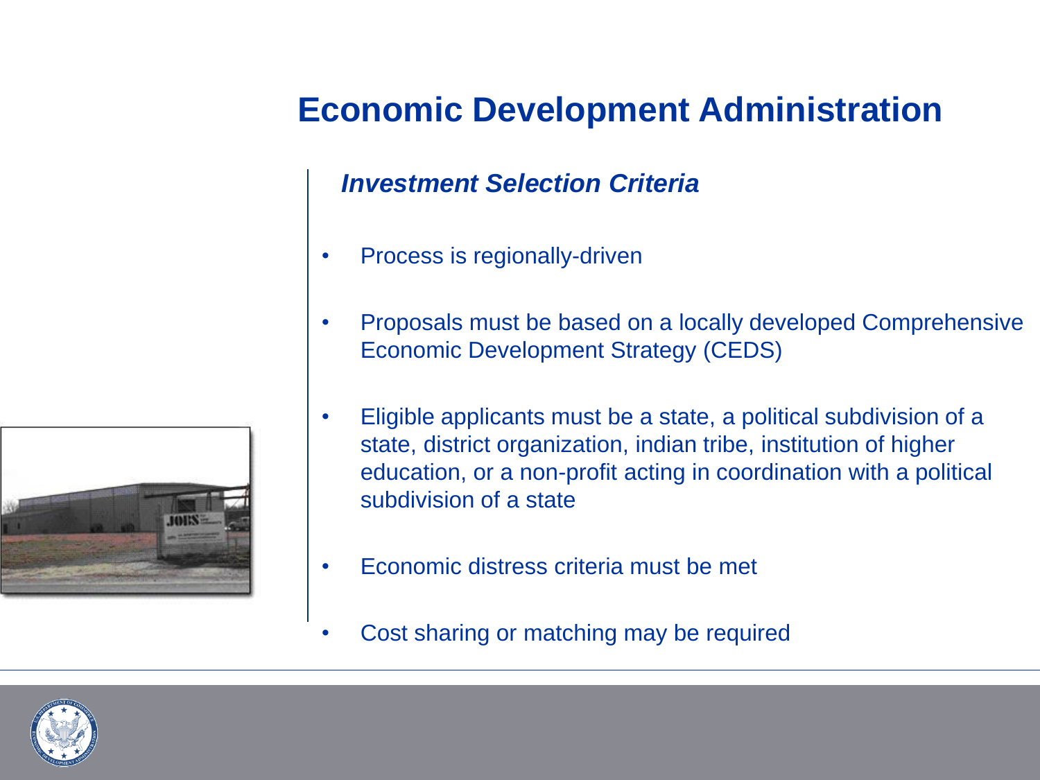# Economic Development Administration

## *Investment Selection Criteria*

- Process is regionally-driven
- Proposals must be based on a locally developed Comprehensive Economic Development Strategy (CEDS)
- Eligible applicants must be a state, a political subdivision of a state, district organization, indian tribe, institution of higher education, or a non-profit acting in coordination with a political subdivision of a state
- Economic distress criteria must be met
- Cost sharing or matching may be required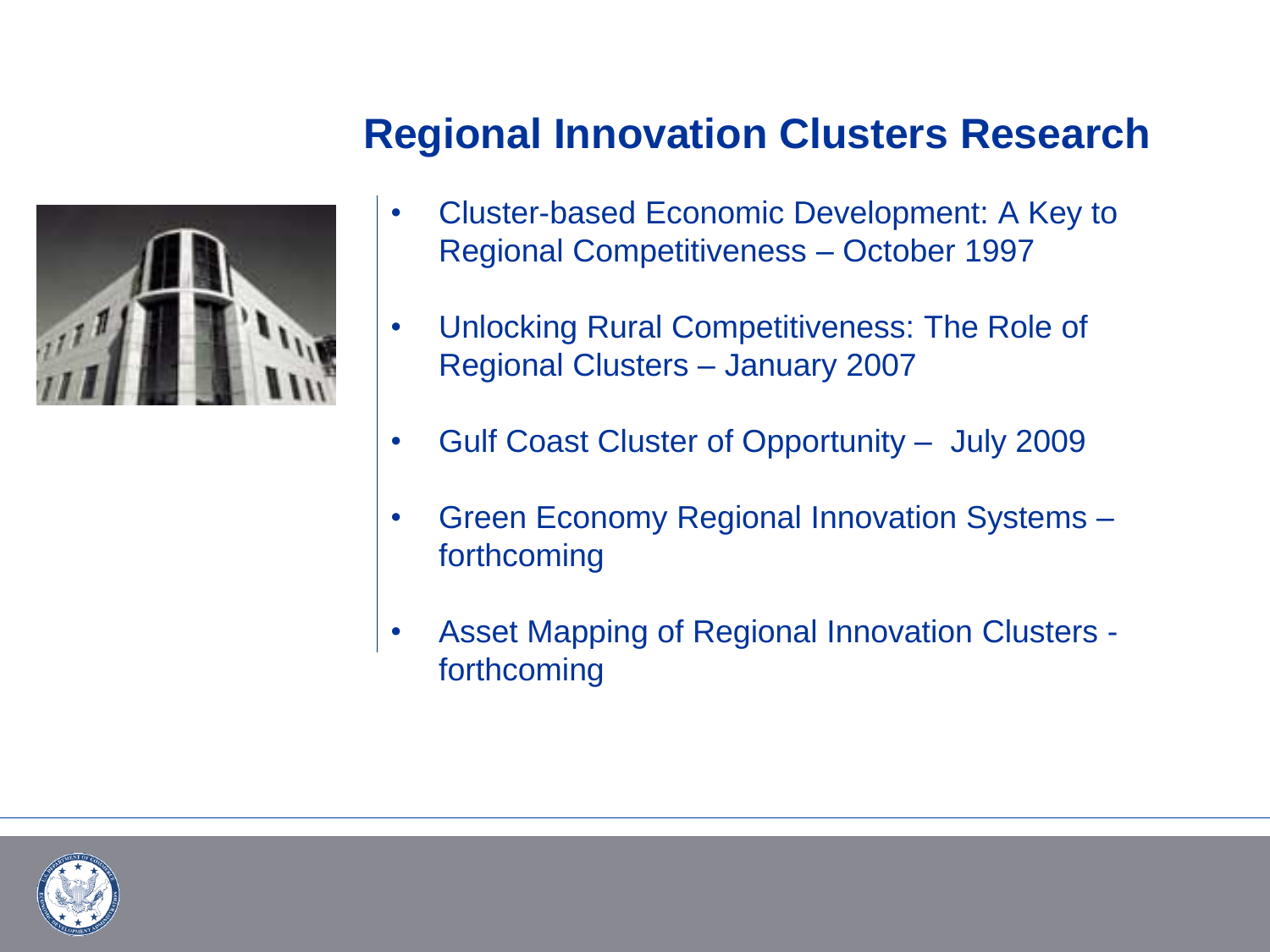# Regional Innovation Clusters Research

- Cluster-based Economic Development: A Key to Regional Competitiveness – October 1997
- Unlocking Rural Competitiveness: The Role of Regional Clusters – January 2007
- Gulf Coast Cluster of Opportunity – July 2009
- Green Economy Regional Innovation Systems – forthcoming
- Asset Mapping of Regional Innovation Clusters - forthcoming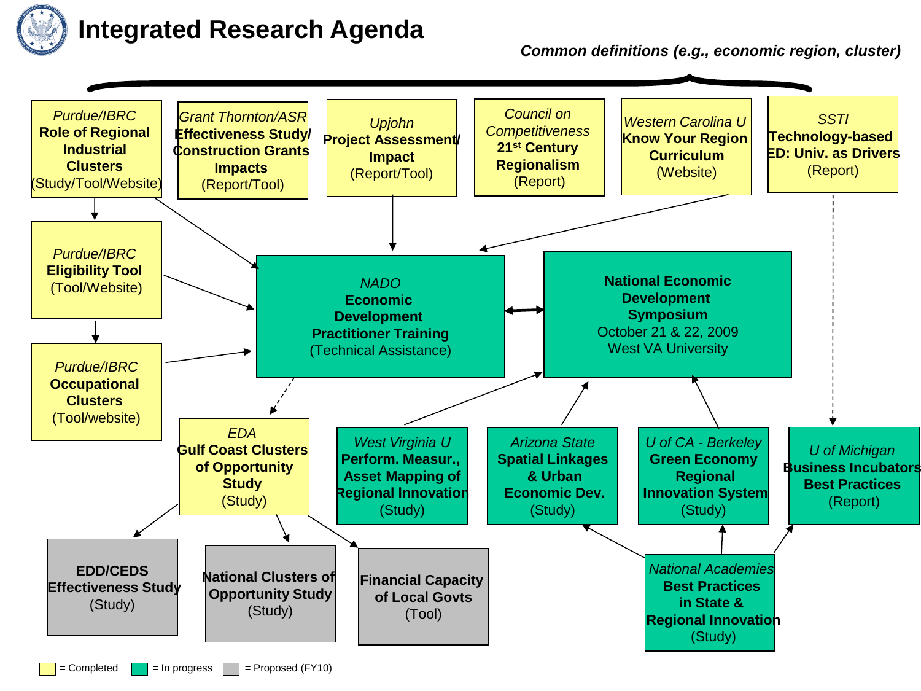# Integrated Research Agenda

***Common definitions (e.g., economic region, cluster)***

*Purdue/IBRC*
**Role of Regional Industrial Clusters**
(Study/Tool/Website)

*Grant Thornton/ASR*
**Effectiveness Study/ Construction Grants Impacts**
(Report/Tool)

*Upjohn*
**Project Assessment/ Impact**
(Report/Tool)

*Council on Competitiveness*
**21st Century Regionalism**
(Report)

*Western Carolina U*
**Know Your Region Curriculum**
(Website)

*SSTI*
**Technology-based ED: Univ. as Drivers**
(Report)

*Purdue/IBRC*
**Eligibility Tool**
(Tool/Website)

*Purdue/IBRC*
**Occupational Clusters**
(Tool/website)

*NADO*
**Economic Development Practitioner Training**
(Technical Assistance)

**National Economic Development Symposium**
October 21 & 22, 2009
West VA University

*EDA*
**Gulf Coast Clusters of Opportunity Study**
(Study)

*West Virginia U*
**Perform. Measur., Asset Mapping of Regional Innovation**
(Study)

*Arizona State*
**Spatial Linkages & Urban Economic Dev.**
(Study)

*U of CA - Berkeley*
**Green Economy Regional Innovation System**
(Study)

*U of Michigan*
**Business Incubators Best Practices**
(Report)

**EDD/CEDS Effectiveness Study**
(Study)

**National Clusters of Opportunity Study**
(Study)

**Financial Capacity of Local Govts**
(Tool)

*National Academies*
**Best Practices in State & Regional Innovation**
(Study)

= Completed = In progress = Proposed (FY10)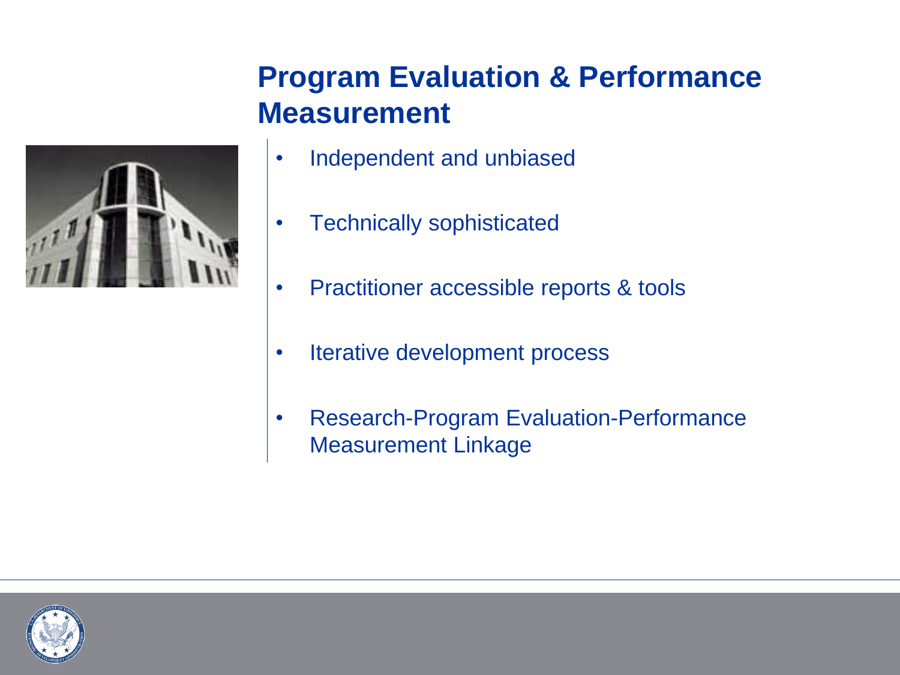# Program Evaluation & Performance Measurement

- Independent and unbiased
- Technically sophisticated
- Practitioner accessible reports & tools
- Iterative development process
- Research-Program Evaluation-Performance Measurement Linkage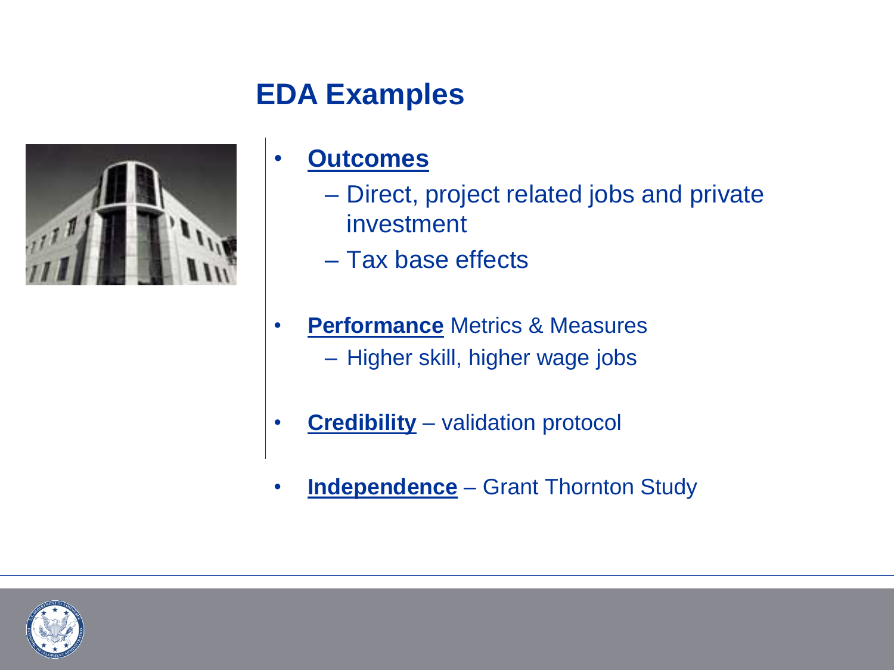# EDA Examples

- **Outcomes**
  - Direct, project related jobs and private investment
  - Tax base effects
- **Performance** Metrics & Measures
  - Higher skill, higher wage jobs
- **Credibility** – validation protocol
- **Independence** – Grant Thornton Study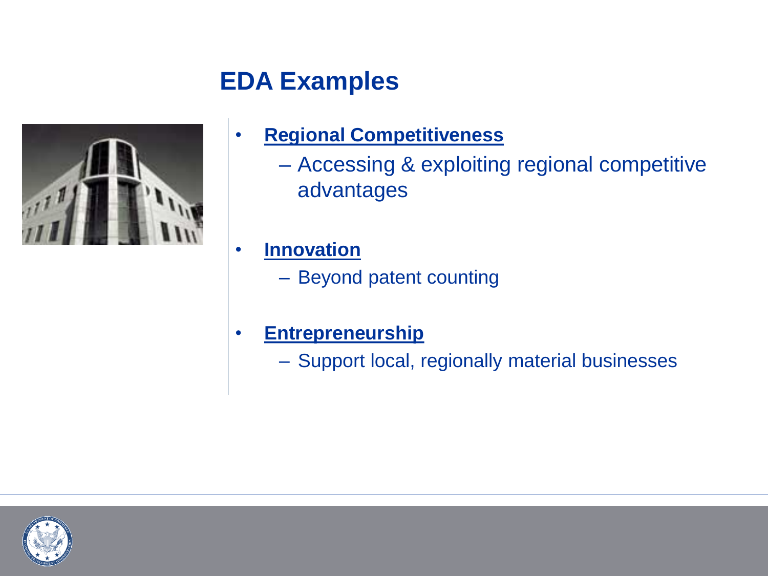# EDA Examples

- **Regional Competitiveness**
  - Accessing & exploiting regional competitive advantages
- **Innovation**
  - Beyond patent counting
- **Entrepreneurship**
  - Support local, regionally material businesses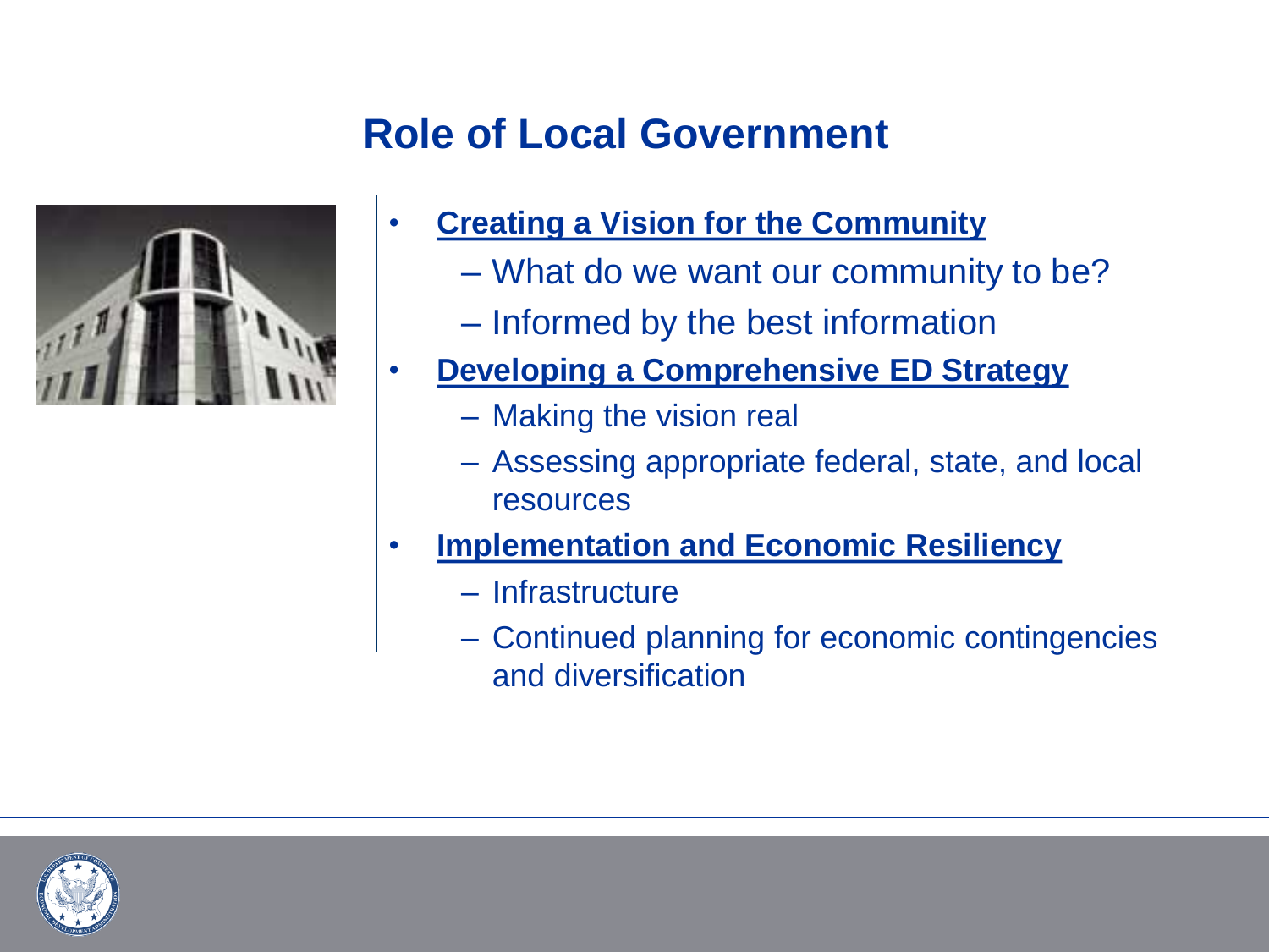# Role of Local Government

- **Creating a Vision for the Community**
  - What do we want our community to be?
  - Informed by the best information
- **Developing a Comprehensive ED Strategy**
  - Making the vision real
  - Assessing appropriate federal, state, and local resources
- **Implementation and Economic Resiliency**
  - Infrastructure
  - Continued planning for economic contingencies and diversification